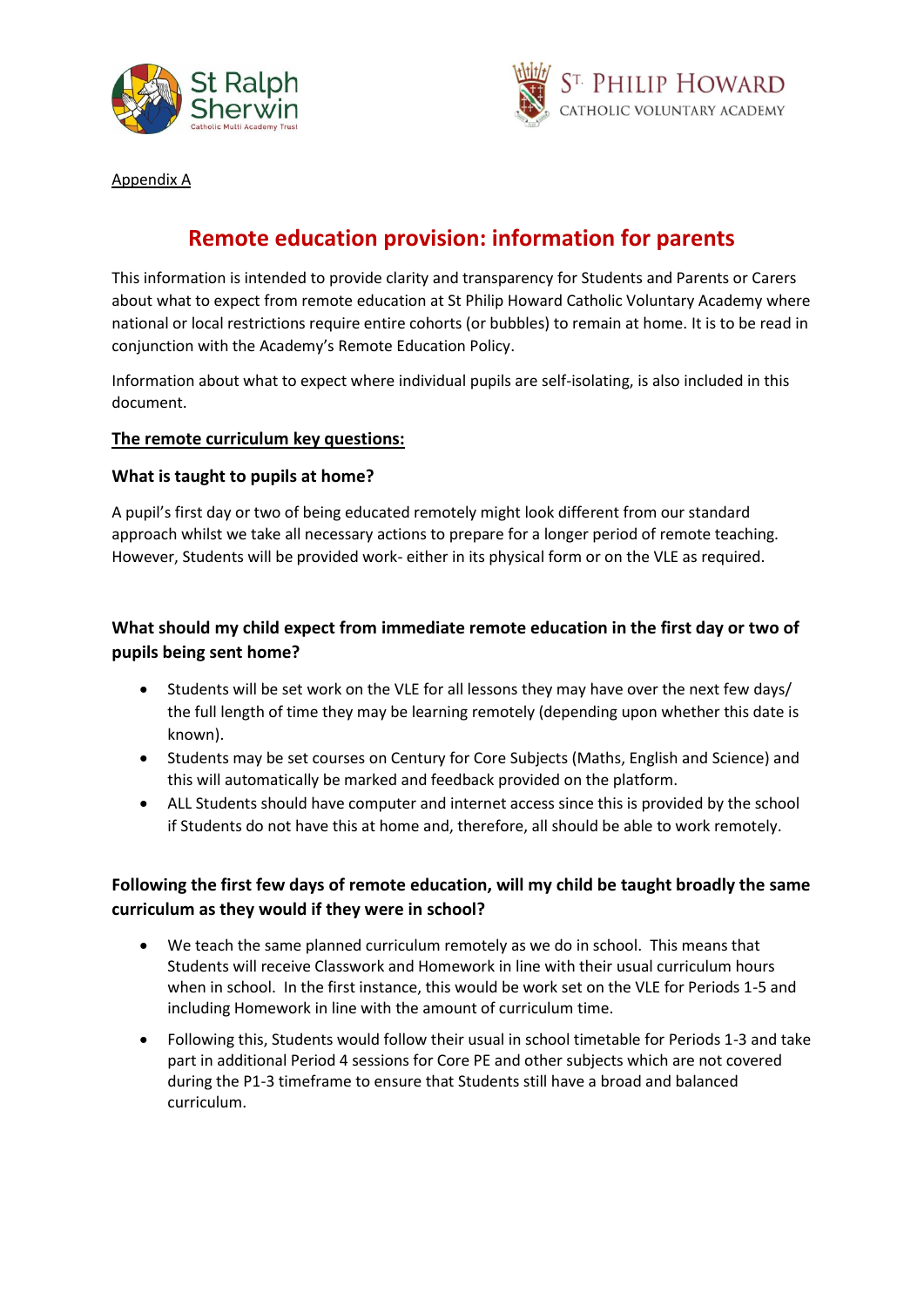Appendix A

# Remote education provision: information for parents

This information is intended to provide clarity and transparency for Students and Parents or Carers about what to expect from remote education at St Philip Howard Catholic Voluntary Academy where national or local restrictions require entire cohorts (or bubbles) to remain at home. It is to be read in conjunction with the Academy's Remote Education Policy.

Information about what to expect where individual pupils are self-isolating, is also included in this document.

## The remote curriculum key questions:

### What is taught to pupils at home?

A pupil's first day or two of being educated remotely might look different from our standard approach whilst we take all necessary actions to prepare for a longer period of remote teaching. However, Students will be provided work- either in its physical form or on the VLE as required.

### What should my child expect from immediate remote education in the first day or two of pupils being sent home?

- Students will be set work on the VLE for all lessons they may have over the next few days/ the full length of time they may be learning remotely (depending upon whether this date is known).
- Students may be set courses on Century for Core Subjects (Maths, English and Science) and this will automatically be marked and feedback provided on the platform.
- ALL Students should have computer and internet access since this is provided by the school if Students do not have this at home and, therefore, all should be able to work remotely.

### Following the first few days of remote education, will my child be taught broadly the same curriculum as they would if they were in school?

- We teach the same planned curriculum remotely as we do in school. This means that Students will receive Classwork and Homework in line with their usual curriculum hours when in school. In the first instance, this would be work set on the VLE for Periods 1-5 and including Homework in line with the amount of curriculum time.
- Following this, Students would follow their usual in school timetable for Periods 1-3 and take part in additional Period 4 sessions for Core PE and other subjects which are not covered during the P1-3 timeframe to ensure that Students still have a broad and balanced curriculum.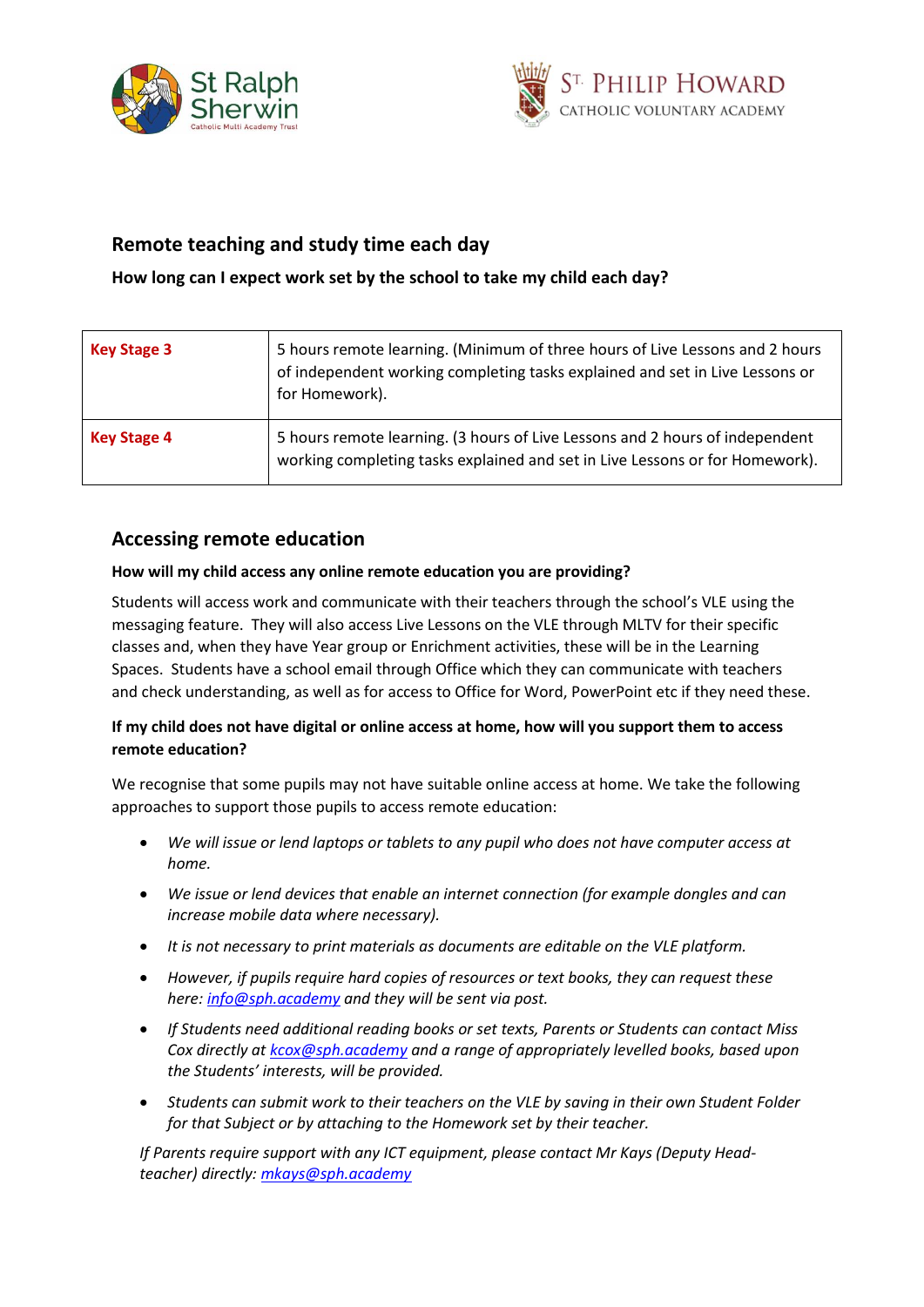## Remote teaching and study time each day

**How long can I expect work set by the school to take my child each day?**

| | |
|---|---|
| **Key Stage 3** | 5 hours remote learning. (Minimum of three hours of Live Lessons and 2 hours of independent working completing tasks explained and set in Live Lessons or for Homework). |
| **Key Stage 4** | 5 hours remote learning. (3 hours of Live Lessons and 2 hours of independent working completing tasks explained and set in Live Lessons or for Homework). |

## Accessing remote education

**How will my child access any online remote education you are providing?**

Students will access work and communicate with their teachers through the school's VLE using the messaging feature. They will also access Live Lessons on the VLE through MLTV for their specific classes and, when they have Year group or Enrichment activities, these will be in the Learning Spaces. Students have a school email through Office which they can communicate with teachers and check understanding, as well as for access to Office for Word, PowerPoint etc if they need these.

**If my child does not have digital or online access at home, how will you support them to access remote education?**

We recognise that some pupils may not have suitable online access at home. We take the following approaches to support those pupils to access remote education:

- *We will issue or lend laptops or tablets to any pupil who does not have computer access at home.*
- *We issue or lend devices that enable an internet connection (for example dongles and can increase mobile data where necessary).*
- *It is not necessary to print materials as documents are editable on the VLE platform.*
- *However, if pupils require hard copies of resources or text books, they can request these here: info@sph.academy and they will be sent via post.*
- *If Students need additional reading books or set texts, Parents or Students can contact Miss Cox directly at kcox@sph.academy and a range of appropriately levelled books, based upon the Students' interests, will be provided.*
- *Students can submit work to their teachers on the VLE by saving in their own Student Folder for that Subject or by attaching to the Homework set by their teacher.*

*If Parents require support with any ICT equipment, please contact Mr Kays (Deputy Head-teacher) directly: mkays@sph.academy*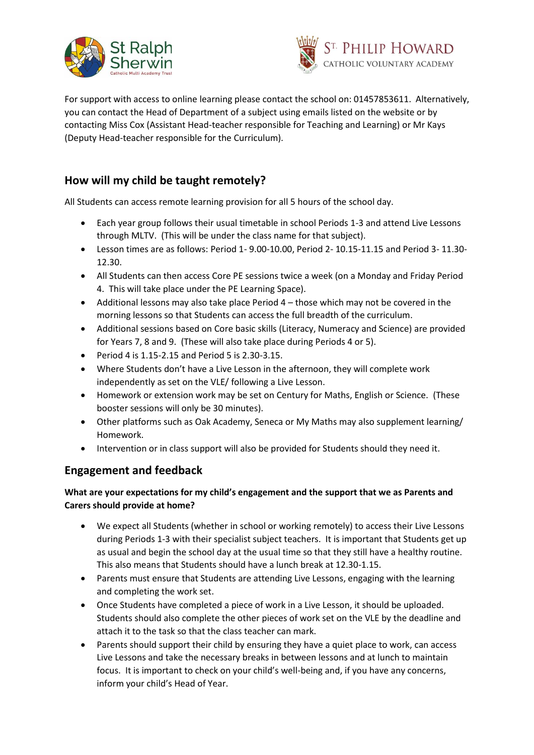For support with access to online learning please contact the school on: 01457853611. Alternatively, you can contact the Head of Department of a subject using emails listed on the website or by contacting Miss Cox (Assistant Head-teacher responsible for Teaching and Learning) or Mr Kays (Deputy Head-teacher responsible for the Curriculum).

## How will my child be taught remotely?

All Students can access remote learning provision for all 5 hours of the school day.

- Each year group follows their usual timetable in school Periods 1-3 and attend Live Lessons through MLTV. (This will be under the class name for that subject).
- Lesson times are as follows: Period 1- 9.00-10.00, Period 2- 10.15-11.15 and Period 3- 11.30-12.30.
- All Students can then access Core PE sessions twice a week (on a Monday and Friday Period 4. This will take place under the PE Learning Space).
- Additional lessons may also take place Period 4 – those which may not be covered in the morning lessons so that Students can access the full breadth of the curriculum.
- Additional sessions based on Core basic skills (Literacy, Numeracy and Science) are provided for Years 7, 8 and 9. (These will also take place during Periods 4 or 5).
- Period 4 is 1.15-2.15 and Period 5 is 2.30-3.15.
- Where Students don't have a Live Lesson in the afternoon, they will complete work independently as set on the VLE/ following a Live Lesson.
- Homework or extension work may be set on Century for Maths, English or Science. (These booster sessions will only be 30 minutes).
- Other platforms such as Oak Academy, Seneca or My Maths may also supplement learning/ Homework.
- Intervention or in class support will also be provided for Students should they need it.

## Engagement and feedback

**What are your expectations for my child's engagement and the support that we as Parents and Carers should provide at home?**

- We expect all Students (whether in school or working remotely) to access their Live Lessons during Periods 1-3 with their specialist subject teachers. It is important that Students get up as usual and begin the school day at the usual time so that they still have a healthy routine. This also means that Students should have a lunch break at 12.30-1.15.
- Parents must ensure that Students are attending Live Lessons, engaging with the learning and completing the work set.
- Once Students have completed a piece of work in a Live Lesson, it should be uploaded. Students should also complete the other pieces of work set on the VLE by the deadline and attach it to the task so that the class teacher can mark.
- Parents should support their child by ensuring they have a quiet place to work, can access Live Lessons and take the necessary breaks in between lessons and at lunch to maintain focus. It is important to check on your child's well-being and, if you have any concerns, inform your child's Head of Year.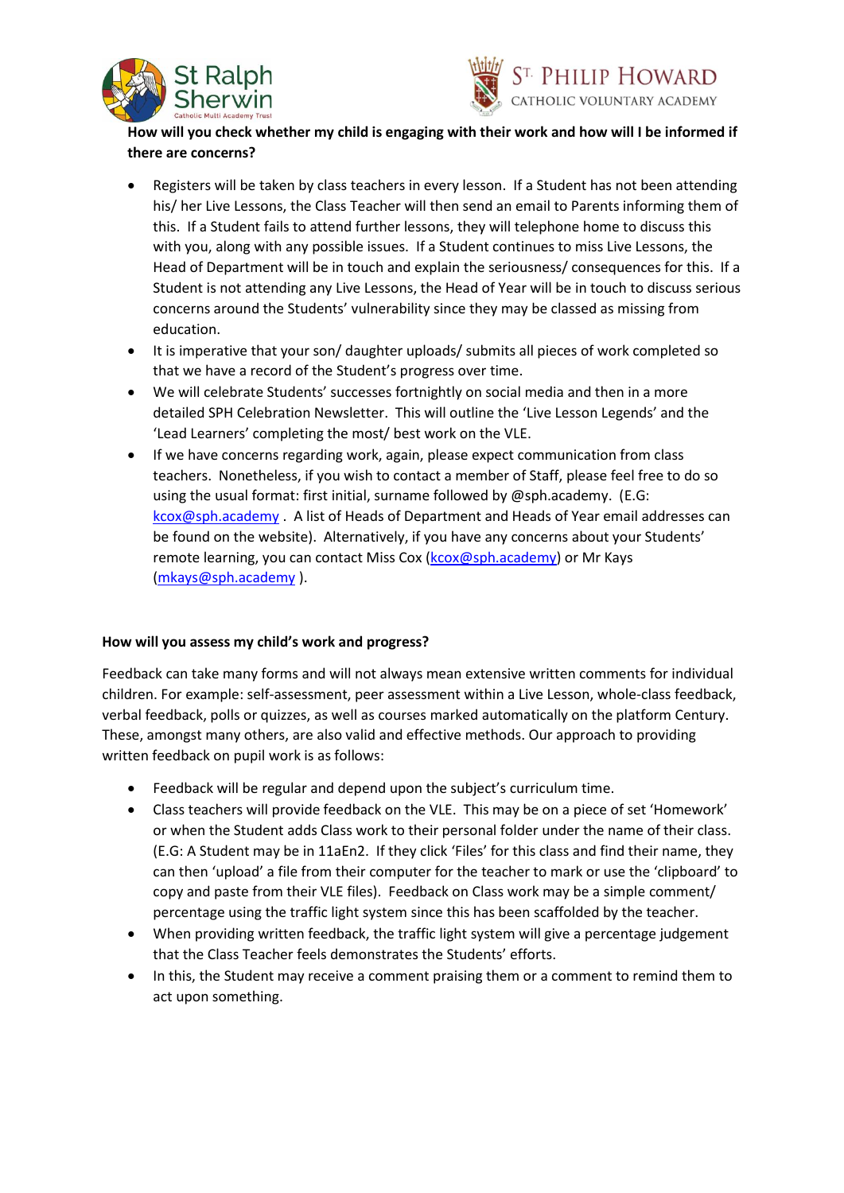**How will you check whether my child is engaging with their work and how will I be informed if there are concerns?**

- Registers will be taken by class teachers in every lesson. If a Student has not been attending his/ her Live Lessons, the Class Teacher will then send an email to Parents informing them of this. If a Student fails to attend further lessons, they will telephone home to discuss this with you, along with any possible issues. If a Student continues to miss Live Lessons, the Head of Department will be in touch and explain the seriousness/ consequences for this. If a Student is not attending any Live Lessons, the Head of Year will be in touch to discuss serious concerns around the Students' vulnerability since they may be classed as missing from education.
- It is imperative that your son/ daughter uploads/ submits all pieces of work completed so that we have a record of the Student's progress over time.
- We will celebrate Students' successes fortnightly on social media and then in a more detailed SPH Celebration Newsletter. This will outline the 'Live Lesson Legends' and the 'Lead Learners' completing the most/ best work on the VLE.
- If we have concerns regarding work, again, please expect communication from class teachers. Nonetheless, if you wish to contact a member of Staff, please feel free to do so using the usual format: first initial, surname followed by @sph.academy. (E.G: [kcox@sph.academy](mailto:kcox@sph.academy) . A list of Heads of Department and Heads of Year email addresses can be found on the website). Alternatively, if you have any concerns about your Students' remote learning, you can contact Miss Cox ([kcox@sph.academy](mailto:kcox@sph.academy)) or Mr Kays ([mkays@sph.academy](mailto:mkays@sph.academy) ).

**How will you assess my child's work and progress?**

Feedback can take many forms and will not always mean extensive written comments for individual children. For example: self-assessment, peer assessment within a Live Lesson, whole-class feedback, verbal feedback, polls or quizzes, as well as courses marked automatically on the platform Century. These, amongst many others, are also valid and effective methods. Our approach to providing written feedback on pupil work is as follows:

- Feedback will be regular and depend upon the subject's curriculum time.
- Class teachers will provide feedback on the VLE. This may be on a piece of set 'Homework' or when the Student adds Class work to their personal folder under the name of their class. (E.G: A Student may be in 11aEn2. If they click 'Files' for this class and find their name, they can then 'upload' a file from their computer for the teacher to mark or use the 'clipboard' to copy and paste from their VLE files). Feedback on Class work may be a simple comment/ percentage using the traffic light system since this has been scaffolded by the teacher.
- When providing written feedback, the traffic light system will give a percentage judgement that the Class Teacher feels demonstrates the Students' efforts.
- In this, the Student may receive a comment praising them or a comment to remind them to act upon something.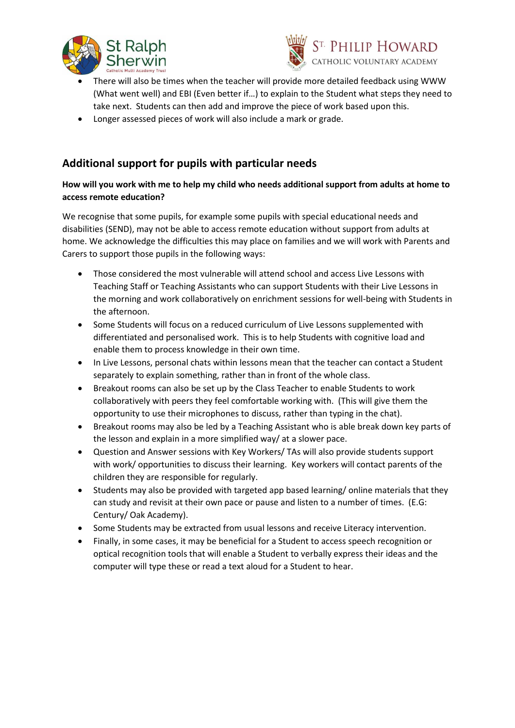- There will also be times when the teacher will provide more detailed feedback using WWW (What went well) and EBI (Even better if…) to explain to the Student what steps they need to take next. Students can then add and improve the piece of work based upon this.
- Longer assessed pieces of work will also include a mark or grade.

## Additional support for pupils with particular needs

**How will you work with me to help my child who needs additional support from adults at home to access remote education?**

We recognise that some pupils, for example some pupils with special educational needs and disabilities (SEND), may not be able to access remote education without support from adults at home. We acknowledge the difficulties this may place on families and we will work with Parents and Carers to support those pupils in the following ways:

- Those considered the most vulnerable will attend school and access Live Lessons with Teaching Staff or Teaching Assistants who can support Students with their Live Lessons in the morning and work collaboratively on enrichment sessions for well-being with Students in the afternoon.
- Some Students will focus on a reduced curriculum of Live Lessons supplemented with differentiated and personalised work. This is to help Students with cognitive load and enable them to process knowledge in their own time.
- In Live Lessons, personal chats within lessons mean that the teacher can contact a Student separately to explain something, rather than in front of the whole class.
- Breakout rooms can also be set up by the Class Teacher to enable Students to work collaboratively with peers they feel comfortable working with. (This will give them the opportunity to use their microphones to discuss, rather than typing in the chat).
- Breakout rooms may also be led by a Teaching Assistant who is able break down key parts of the lesson and explain in a more simplified way/ at a slower pace.
- Question and Answer sessions with Key Workers/ TAs will also provide students support with work/ opportunities to discuss their learning. Key workers will contact parents of the children they are responsible for regularly.
- Students may also be provided with targeted app based learning/ online materials that they can study and revisit at their own pace or pause and listen to a number of times. (E.G: Century/ Oak Academy).
- Some Students may be extracted from usual lessons and receive Literacy intervention.
- Finally, in some cases, it may be beneficial for a Student to access speech recognition or optical recognition tools that will enable a Student to verbally express their ideas and the computer will type these or read a text aloud for a Student to hear.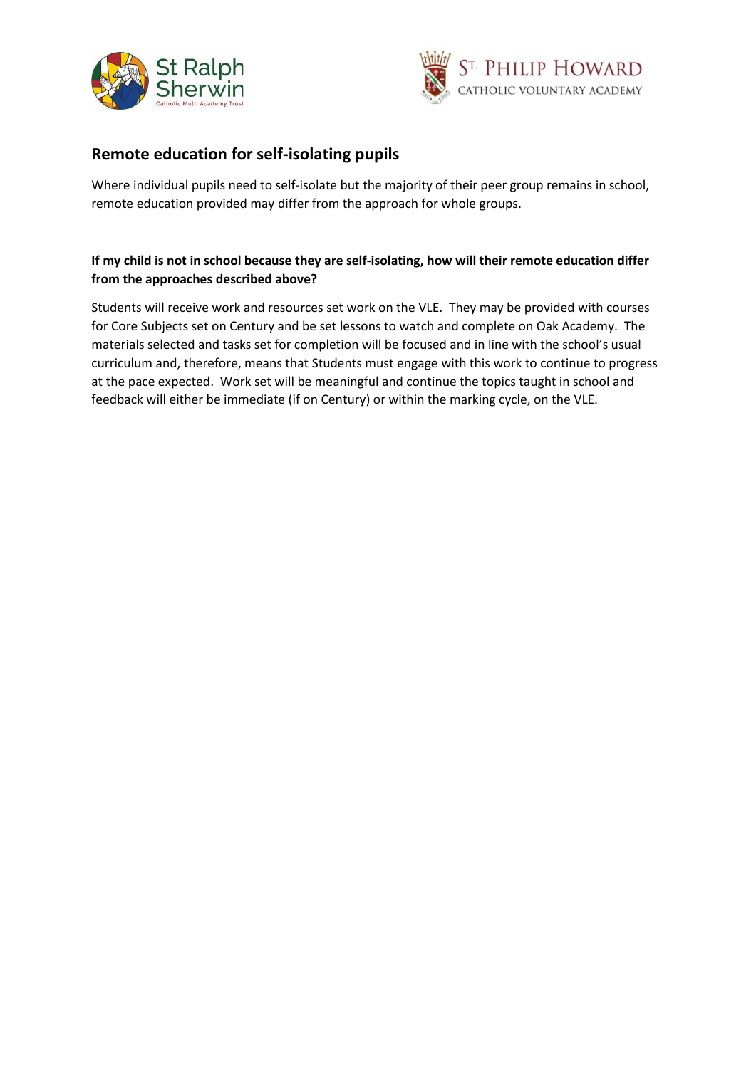## Remote education for self-isolating pupils

Where individual pupils need to self-isolate but the majority of their peer group remains in school, remote education provided may differ from the approach for whole groups.

**If my child is not in school because they are self-isolating, how will their remote education differ from the approaches described above?**

Students will receive work and resources set work on the VLE. They may be provided with courses for Core Subjects set on Century and be set lessons to watch and complete on Oak Academy. The materials selected and tasks set for completion will be focused and in line with the school's usual curriculum and, therefore, means that Students must engage with this work to continue to progress at the pace expected. Work set will be meaningful and continue the topics taught in school and feedback will either be immediate (if on Century) or within the marking cycle, on the VLE.